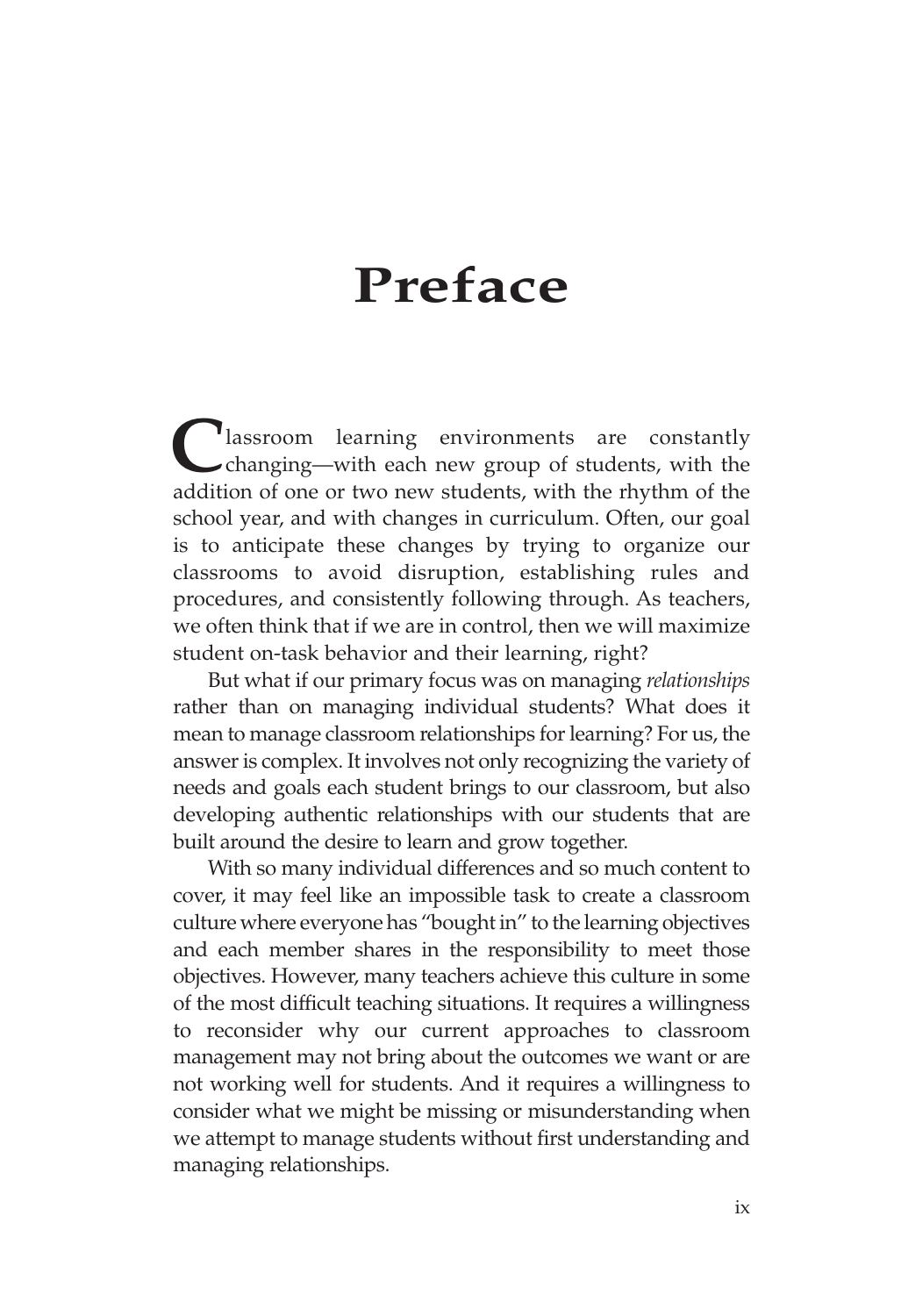# Preface

Classroom learning environments are constantly changing—with each new group of students, with the addition of one or two new students, with the rhythm of the school year, and with changes in curriculum. Often, our goal is to anticipate these changes by trying to organize our classrooms to avoid disruption, establishing rules and procedures, and consistently following through. As teachers, we often think that if we are in control, then we will maximize student on-task behavior and their learning, right?

But what if our primary focus was on managing *relationships* rather than on managing individual students? What does it mean to manage classroom relationships for learning? For us, the answer is complex. It involves not only recognizing the variety of needs and goals each student brings to our classroom, but also developing authentic relationships with our students that are built around the desire to learn and grow together.

With so many individual differences and so much content to cover, it may feel like an impossible task to create a classroom culture where everyone has "bought in" to the learning objectives and each member shares in the responsibility to meet those objectives. However, many teachers achieve this culture in some of the most difficult teaching situations. It requires a willingness to reconsider why our current approaches to classroom management may not bring about the outcomes we want or are not working well for students. And it requires a willingness to consider what we might be missing or misunderstanding when we attempt to manage students without first understanding and managing relationships.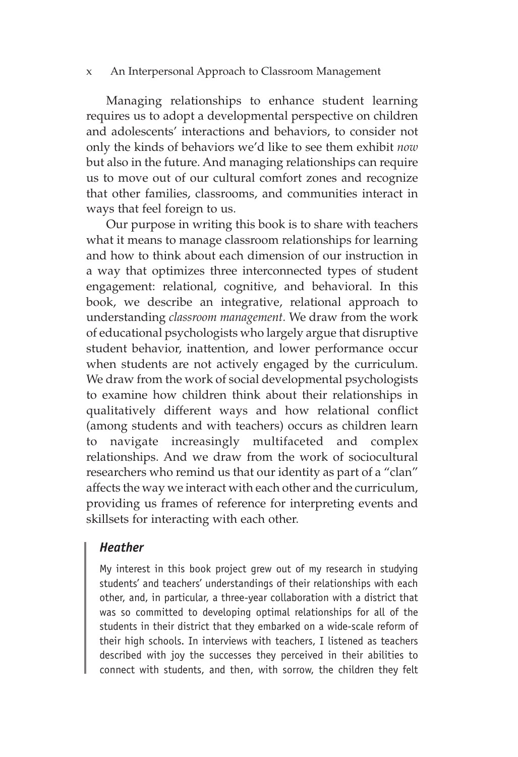Managing relationships to enhance student learning requires us to adopt a developmental perspective on children and adolescents' interactions and behaviors, to consider not only the kinds of behaviors we'd like to see them exhibit *now* but also in the future. And managing relationships can require us to move out of our cultural comfort zones and recognize that other families, classrooms, and communities interact in ways that feel foreign to us.

Our purpose in writing this book is to share with teachers what it means to manage classroom relationships for learning and how to think about each dimension of our instruction in a way that optimizes three interconnected types of student engagement: relational, cognitive, and behavioral. In this book, we describe an integrative, relational approach to understanding *classroom management.* We draw from the work of educational psychologists who largely argue that disruptive student behavior, inattention, and lower performance occur when students are not actively engaged by the curriculum. We draw from the work of social developmental psychologists to examine how children think about their relationships in qualitatively different ways and how relational conflict (among students and with teachers) occurs as children learn to navigate increasingly multifaceted and complex relationships. And we draw from the work of sociocultural researchers who remind us that our identity as part of a "clan" affects the way we interact with each other and the curriculum, providing us frames of reference for interpreting events and skillsets for interacting with each other.

> ### *Heather*
>
> My interest in this book project grew out of my research in studying students' and teachers' understandings of their relationships with each other, and, in particular, a three-year collaboration with a district that was so committed to developing optimal relationships for all of the students in their district that they embarked on a wide-scale reform of their high schools. In interviews with teachers, I listened as teachers described with joy the successes they perceived in their abilities to connect with students, and then, with sorrow, the children they felt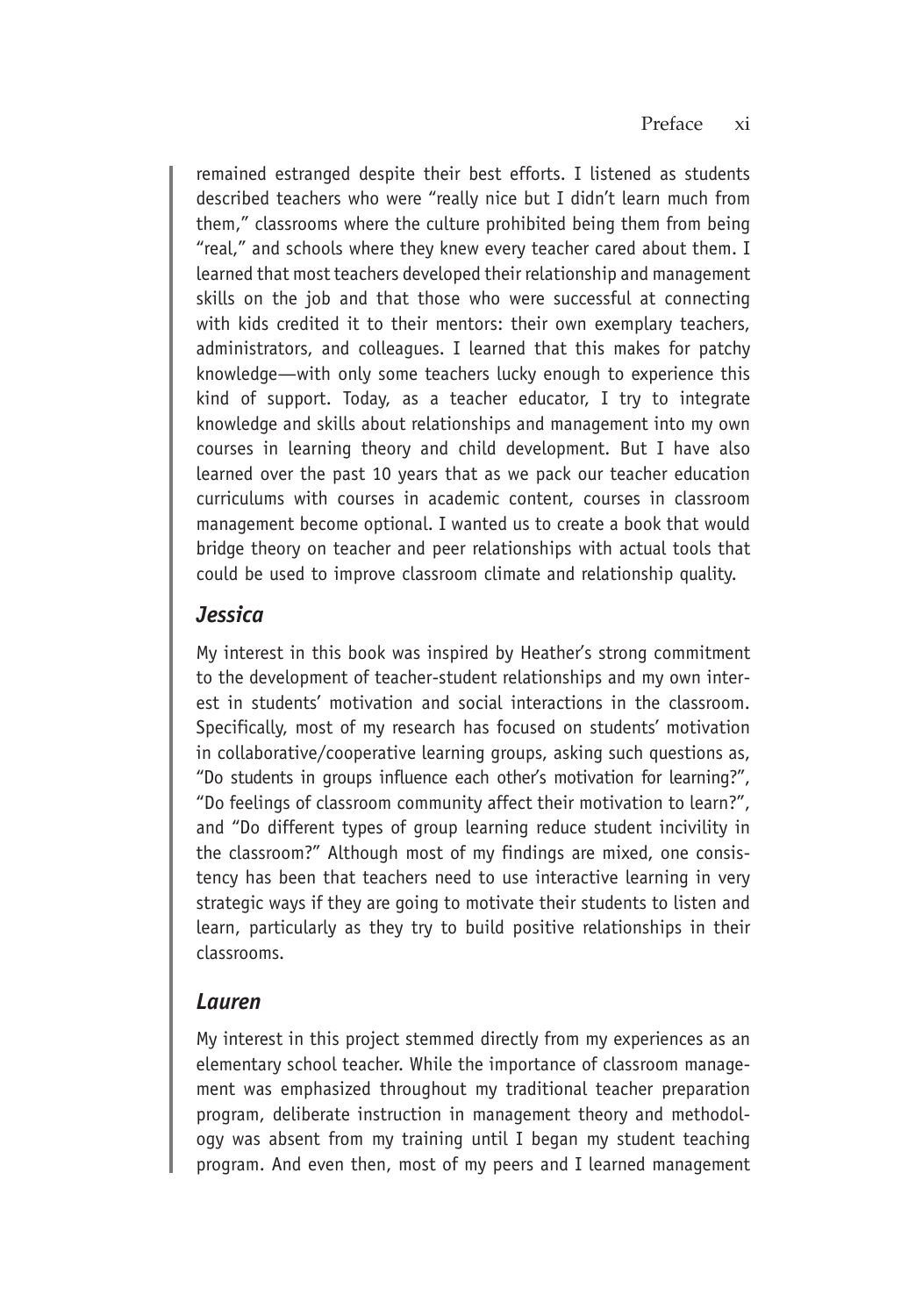remained estranged despite their best efforts. I listened as students described teachers who were "really nice but I didn't learn much from them," classrooms where the culture prohibited being them from being "real," and schools where they knew every teacher cared about them. I learned that most teachers developed their relationship and management skills on the job and that those who were successful at connecting with kids credited it to their mentors: their own exemplary teachers, administrators, and colleagues. I learned that this makes for patchy knowledge—with only some teachers lucky enough to experience this kind of support. Today, as a teacher educator, I try to integrate knowledge and skills about relationships and management into my own courses in learning theory and child development. But I have also learned over the past 10 years that as we pack our teacher education curriculums with courses in academic content, courses in classroom management become optional. I wanted us to create a book that would bridge theory on teacher and peer relationships with actual tools that could be used to improve classroom climate and relationship quality.

### *Jessica*

My interest in this book was inspired by Heather's strong commitment to the development of teacher-student relationships and my own interest in students' motivation and social interactions in the classroom. Specifically, most of my research has focused on students' motivation in collaborative/cooperative learning groups, asking such questions as, "Do students in groups influence each other's motivation for learning?", "Do feelings of classroom community affect their motivation to learn?", and "Do different types of group learning reduce student incivility in the classroom?" Although most of my findings are mixed, one consistency has been that teachers need to use interactive learning in very strategic ways if they are going to motivate their students to listen and learn, particularly as they try to build positive relationships in their classrooms.

### *Lauren*

My interest in this project stemmed directly from my experiences as an elementary school teacher. While the importance of classroom management was emphasized throughout my traditional teacher preparation program, deliberate instruction in management theory and methodology was absent from my training until I began my student teaching program. And even then, most of my peers and I learned management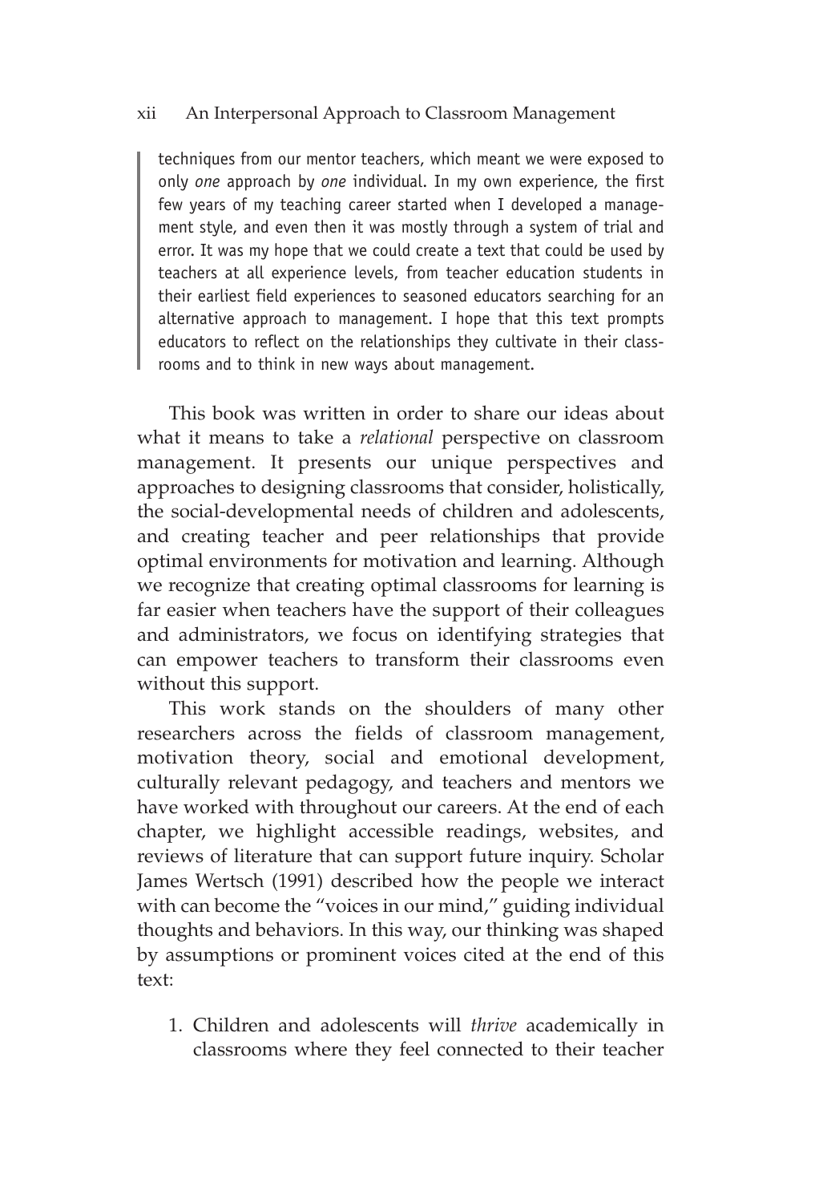> techniques from our mentor teachers, which meant we were exposed to only *one* approach by *one* individual. In my own experience, the first few years of my teaching career started when I developed a management style, and even then it was mostly through a system of trial and error. It was my hope that we could create a text that could be used by teachers at all experience levels, from teacher education students in their earliest field experiences to seasoned educators searching for an alternative approach to management. I hope that this text prompts educators to reflect on the relationships they cultivate in their classrooms and to think in new ways about management.

This book was written in order to share our ideas about what it means to take a *relational* perspective on classroom management. It presents our unique perspectives and approaches to designing classrooms that consider, holistically, the social-developmental needs of children and adolescents, and creating teacher and peer relationships that provide optimal environments for motivation and learning. Although we recognize that creating optimal classrooms for learning is far easier when teachers have the support of their colleagues and administrators, we focus on identifying strategies that can empower teachers to transform their classrooms even without this support.

This work stands on the shoulders of many other researchers across the fields of classroom management, motivation theory, social and emotional development, culturally relevant pedagogy, and teachers and mentors we have worked with throughout our careers. At the end of each chapter, we highlight accessible readings, websites, and reviews of literature that can support future inquiry. Scholar James Wertsch (1991) described how the people we interact with can become the "voices in our mind," guiding individual thoughts and behaviors. In this way, our thinking was shaped by assumptions or prominent voices cited at the end of this text:

1. Children and adolescents will *thrive* academically in classrooms where they feel connected to their teacher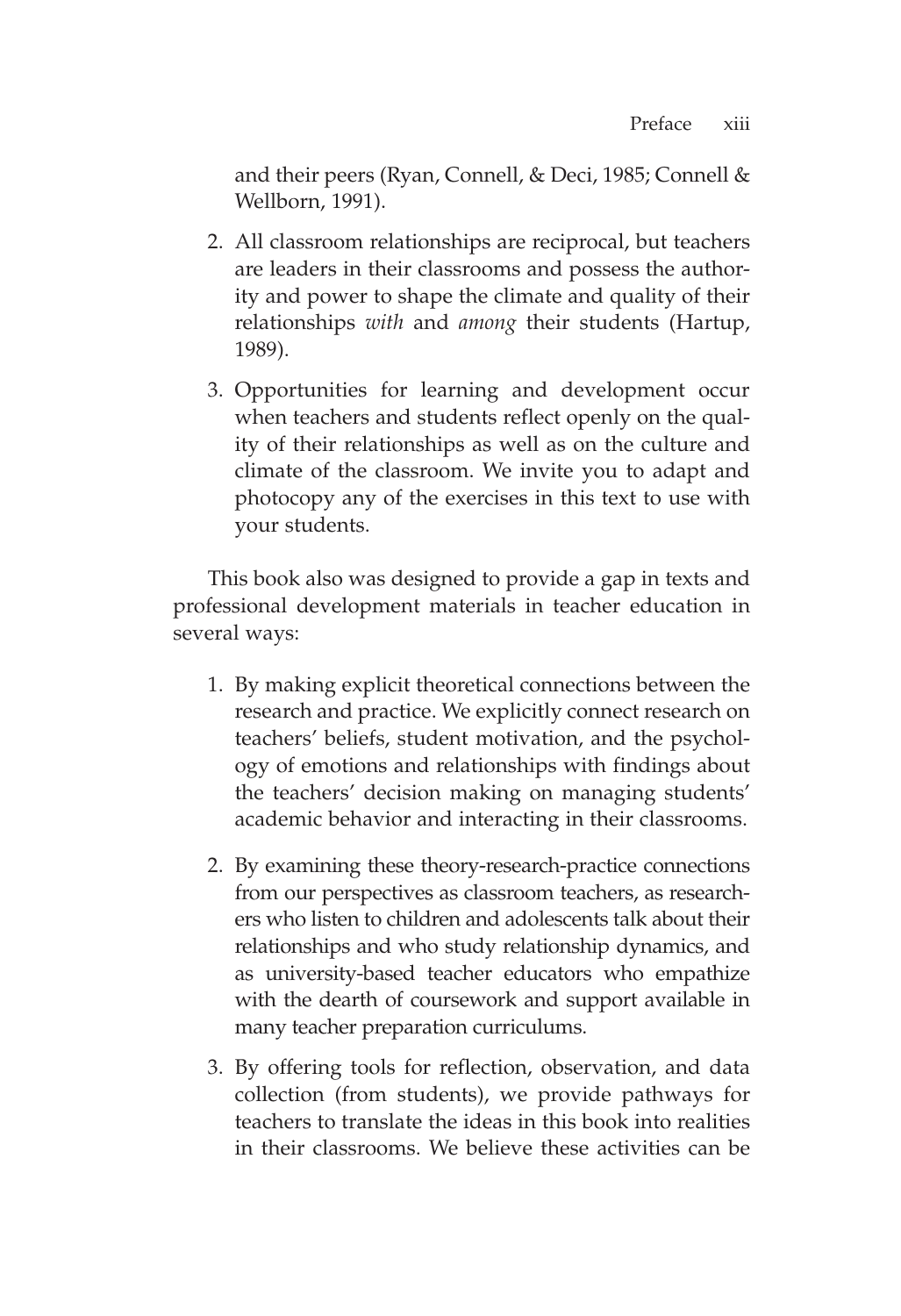and their peers (Ryan, Connell, & Deci, 1985; Connell & Wellborn, 1991).

2. All classroom relationships are reciprocal, but teachers are leaders in their classrooms and possess the authority and power to shape the climate and quality of their relationships *with* and *among* their students (Hartup, 1989).

3. Opportunities for learning and development occur when teachers and students reflect openly on the quality of their relationships as well as on the culture and climate of the classroom. We invite you to adapt and photocopy any of the exercises in this text to use with your students.

This book also was designed to provide a gap in texts and professional development materials in teacher education in several ways:

1. By making explicit theoretical connections between the research and practice. We explicitly connect research on teachers' beliefs, student motivation, and the psychology of emotions and relationships with findings about the teachers' decision making on managing students' academic behavior and interacting in their classrooms.

2. By examining these theory-research-practice connections from our perspectives as classroom teachers, as researchers who listen to children and adolescents talk about their relationships and who study relationship dynamics, and as university-based teacher educators who empathize with the dearth of coursework and support available in many teacher preparation curriculums.

3. By offering tools for reflection, observation, and data collection (from students), we provide pathways for teachers to translate the ideas in this book into realities in their classrooms. We believe these activities can be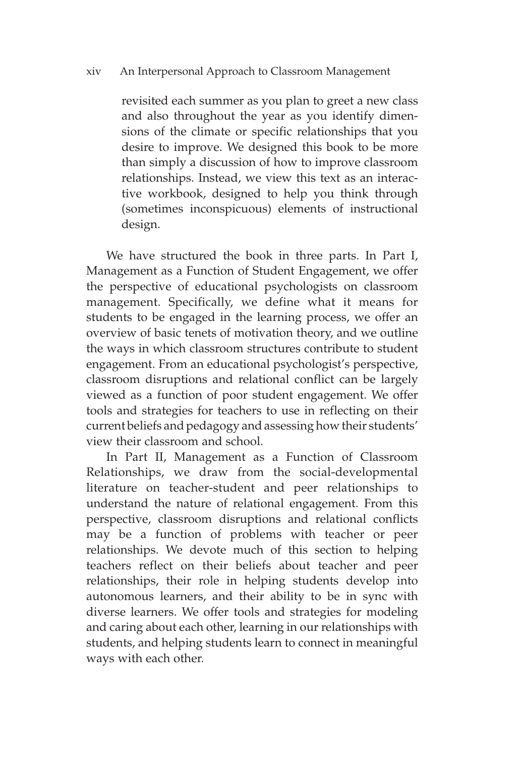revisited each summer as you plan to greet a new class and also throughout the year as you identify dimensions of the climate or specific relationships that you desire to improve. We designed this book to be more than simply a discussion of how to improve classroom relationships. Instead, we view this text as an interactive workbook, designed to help you think through (sometimes inconspicuous) elements of instructional design.

We have structured the book in three parts. In Part I, Management as a Function of Student Engagement, we offer the perspective of educational psychologists on classroom management. Specifically, we define what it means for students to be engaged in the learning process, we offer an overview of basic tenets of motivation theory, and we outline the ways in which classroom structures contribute to student engagement. From an educational psychologist's perspective, classroom disruptions and relational conflict can be largely viewed as a function of poor student engagement. We offer tools and strategies for teachers to use in reflecting on their current beliefs and pedagogy and assessing how their students' view their classroom and school.

In Part II, Management as a Function of Classroom Relationships, we draw from the social-developmental literature on teacher-student and peer relationships to understand the nature of relational engagement. From this perspective, classroom disruptions and relational conflicts may be a function of problems with teacher or peer relationships. We devote much of this section to helping teachers reflect on their beliefs about teacher and peer relationships, their role in helping students develop into autonomous learners, and their ability to be in sync with diverse learners. We offer tools and strategies for modeling and caring about each other, learning in our relationships with students, and helping students learn to connect in meaningful ways with each other.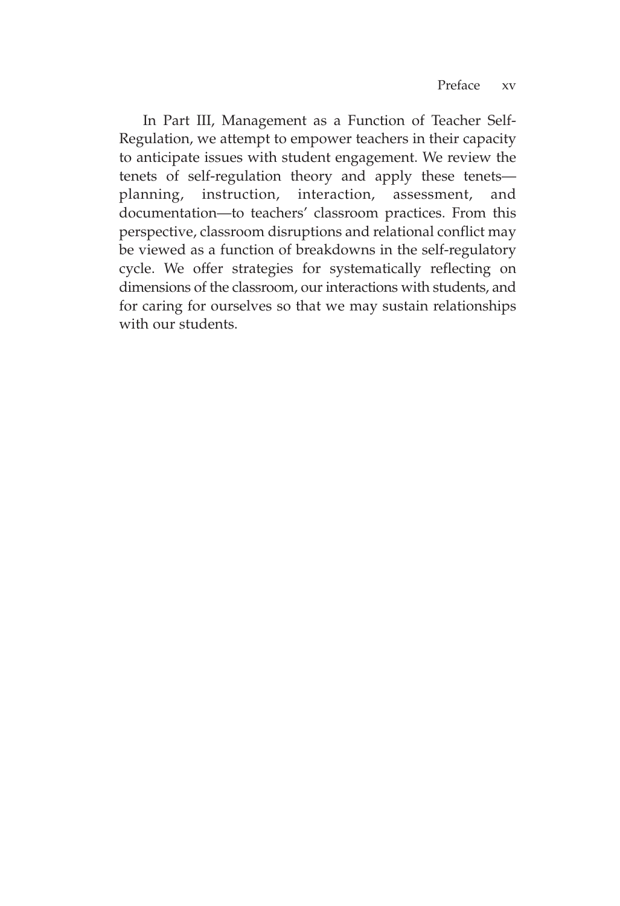In Part III, Management as a Function of Teacher Self-Regulation, we attempt to empower teachers in their capacity to anticipate issues with student engagement. We review the tenets of self-regulation theory and apply these tenets—planning, instruction, interaction, assessment, and documentation—to teachers' classroom practices. From this perspective, classroom disruptions and relational conflict may be viewed as a function of breakdowns in the self-regulatory cycle. We offer strategies for systematically reflecting on dimensions of the classroom, our interactions with students, and for caring for ourselves so that we may sustain relationships with our students.